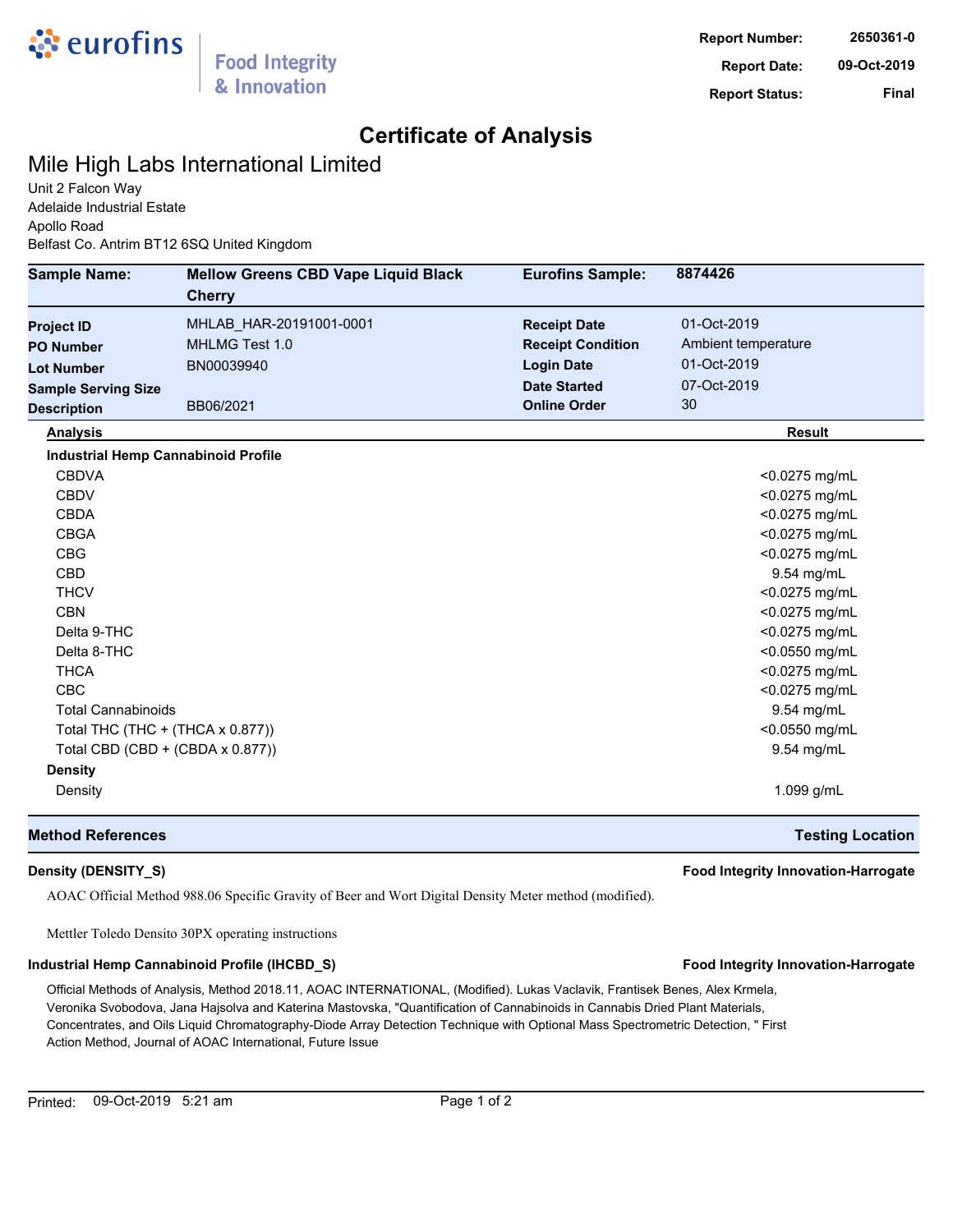eurofins | Food Integrity & Innovation

**Report Number:** 2650361-0
**Report Date:** 09-Oct-2019
**Report Status:** Final

# Certificate of Analysis

## Mile High Labs International Limited

Unit 2 Falcon Way
Adelaide Industrial Estate
Apollo Road
Belfast Co. Antrim BT12 6SQ United Kingdom

| **Sample Name:** | **Mellow Greens CBD Vape Liquid Black Cherry** | **Eurofins Sample:** | **8874426** |
|---|---|---|---|
| **Project ID** | MHLAB_HAR-20191001-0001 | **Receipt Date** | 01-Oct-2019 |
| **PO Number** | MHLMG Test 1.0 | **Receipt Condition** | Ambient temperature |
| **Lot Number** | BN00039940 | **Login Date** | 01-Oct-2019 |
| **Sample Serving Size** | | **Date Started** | 07-Oct-2019 |
| **Description** | BB06/2021 | **Online Order** | 30 |

| Analysis | Result |
|---|---|
| **Industrial Hemp Cannabinoid Profile** | |
| CBDVA | <0.0275 mg/mL |
| CBDV | <0.0275 mg/mL |
| CBDA | <0.0275 mg/mL |
| CBGA | <0.0275 mg/mL |
| CBG | <0.0275 mg/mL |
| CBD | 9.54 mg/mL |
| THCV | <0.0275 mg/mL |
| CBN | <0.0275 mg/mL |
| Delta 9-THC | <0.0275 mg/mL |
| Delta 8-THC | <0.0550 mg/mL |
| THCA | <0.0275 mg/mL |
| CBC | <0.0275 mg/mL |
| Total Cannabinoids | 9.54 mg/mL |
| Total THC (THC + (THCA x 0.877)) | <0.0550 mg/mL |
| Total CBD (CBD + (CBDA x 0.877)) | 9.54 mg/mL |
| **Density** | |
| Density | 1.099 g/mL |

| **Method References** | **Testing Location** |
|---|---|

**Density (DENSITY_S)** — **Food Integrity Innovation-Harrogate**

AOAC Official Method 988.06 Specific Gravity of Beer and Wort Digital Density Meter method (modified).

Mettler Toledo Densito 30PX operating instructions

**Industrial Hemp Cannabinoid Profile (IHCBD_S)** — **Food Integrity Innovation-Harrogate**

Official Methods of Analysis, Method 2018.11, AOAC INTERNATIONAL, (Modified). Lukas Vaclavik, Frantisek Benes, Alex Krmela, Veronika Svobodova, Jana Hajsolva and Katerina Mastovska, "Quantification of Cannabinoids in Cannabis Dried Plant Materials, Concentrates, and Oils Liquid Chromatography-Diode Array Detection Technique with Optional Mass Spectrometric Detection, " First Action Method, Journal of AOAC International, Future Issue

Printed: 09-Oct-2019 5:21 am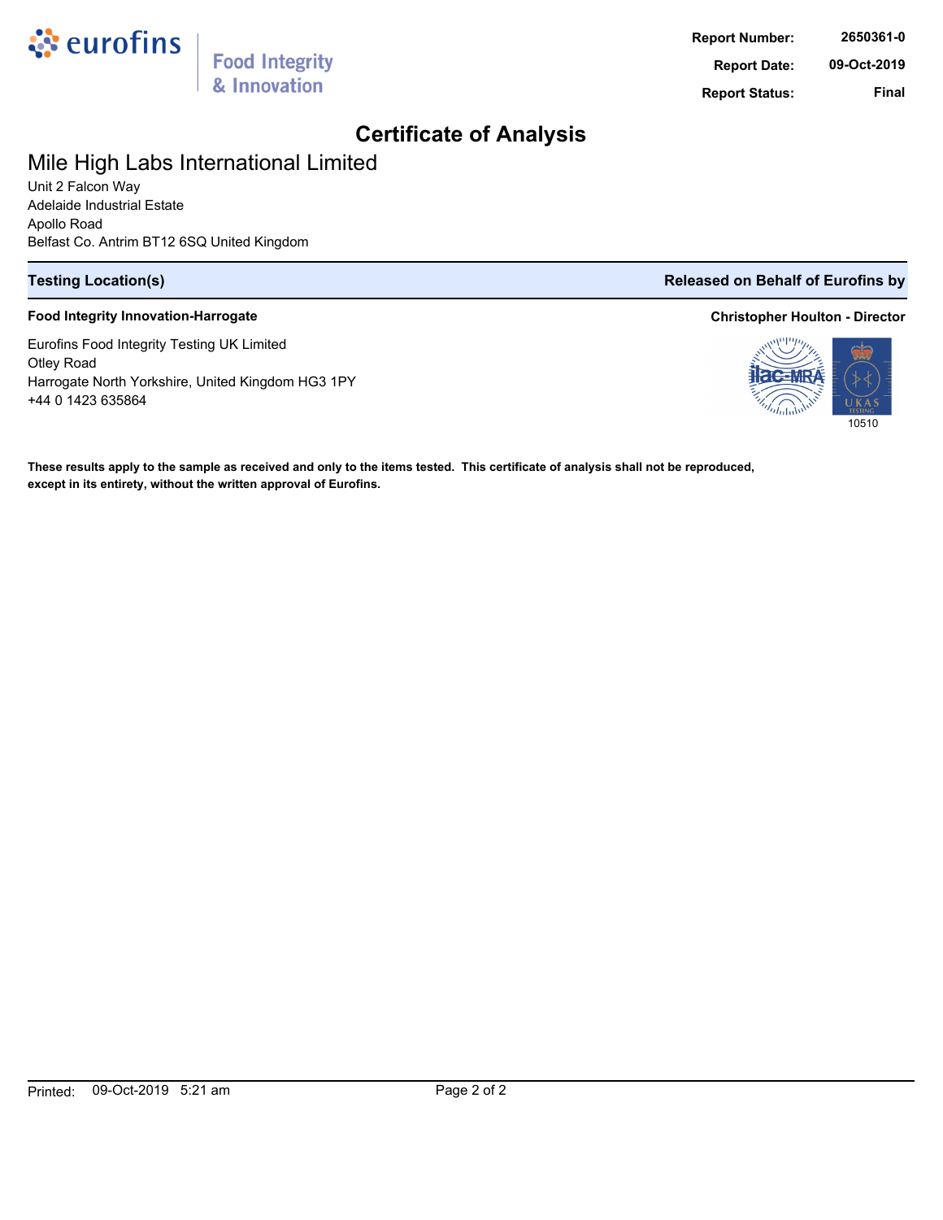| | |
|---|---|
| **Report Number:** | **2650361-0** |
| **Report Date:** | **09-Oct-2019** |
| **Report Status:** | **Final** |

# Certificate of Analysis

## Mile High Labs International Limited

Unit 2 Falcon Way
Adelaide Industrial Estate
Apollo Road
Belfast Co. Antrim BT12 6SQ United Kingdom

| Testing Location(s) | Released on Behalf of Eurofins by |
|---|---|
| **Food Integrity Innovation-Harrogate** | **Christopher Houlton - Director** |

Eurofins Food Integrity Testing UK Limited
Otley Road
Harrogate North Yorkshire, United Kingdom HG3 1PY
+44 0 1423 635864

10510

**These results apply to the sample as received and only to the items tested. This certificate of analysis shall not be reproduced, except in its entirety, without the written approval of Eurofins.**

Printed: 09-Oct-2019 5:21 am